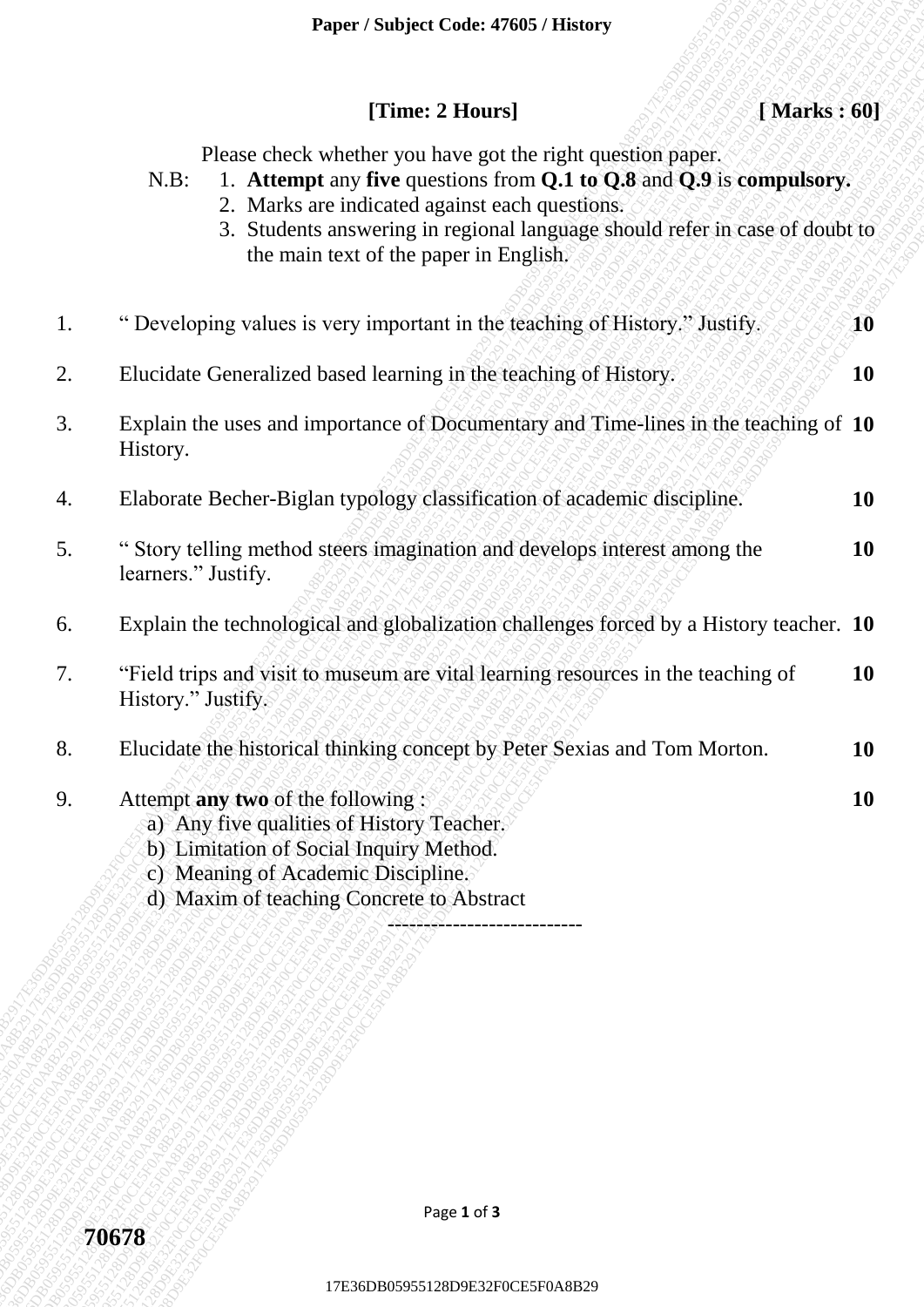**[Time: 2 Hours]** **[ Marks : 60]**

Please check whether you have got the right question paper.

N.B:
1. **Attempt** any **five** questions from **Q.1 to Q.8** and **Q.9** is **compulsory.**
2. Marks are indicated against each questions.
3. Students answering in regional language should refer in case of doubt to the main text of the paper in English.

| | | |
|---|---|---|
| 1. | " Developing values is very important in the teaching of History." Justify. | **10** |
| 2. | Elucidate Generalized based learning in the teaching of History. | **10** |
| 3. | Explain the uses and importance of Documentary and Time-lines in the teaching of History. | **10** |
| 4. | Elaborate Becher-Biglan typology classification of academic discipline. | **10** |
| 5. | " Story telling method steers imagination and develops interest among the learners." Justify. | **10** |
| 6. | Explain the technological and globalization challenges forced by a History teacher. | **10** |
| 7. | "Field trips and visit to museum are vital learning resources in the teaching of History." Justify. | **10** |
| 8. | Elucidate the historical thinking concept by Peter Sexias and Tom Morton. | **10** |
| 9. | Attempt **any two** of the following :<br>a) Any five qualities of History Teacher.<br>b) Limitation of Social Inquiry Method.<br>c) Meaning of Academic Discipline.<br>d) Maxim of teaching Concrete to Abstract | **10** |

---------------------------

**70678**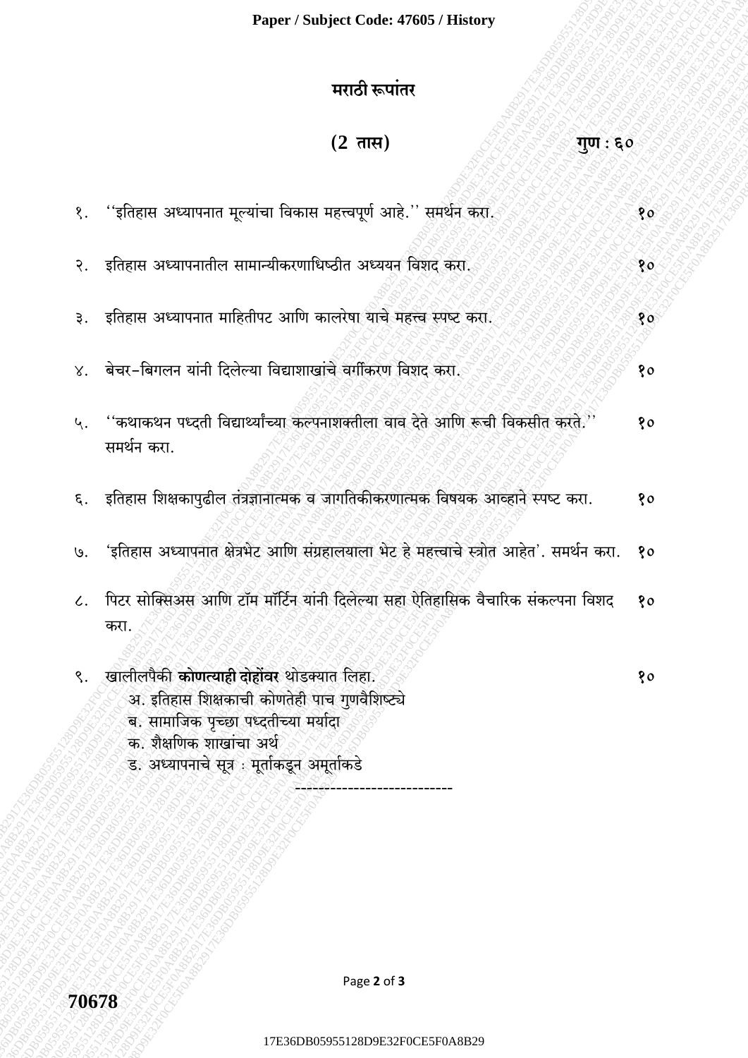# मराठी रूपांतर

**(2 तास)** **गुण : ६०**

१. ''इतिहास अध्यापनात मूल्यांचा विकास महत्त्वपूर्ण आहे.'' समर्थन करा. **१०**

२. इतिहास अध्यापनातील सामान्यीकरणाधिष्ठीत अध्ययन विशद करा. **१०**

३. इतिहास अध्यापनात माहितीपट आणि कालरेषा याचे महत्त्व स्पष्ट करा. **१०**

४. बेचर-बिगलन यांनी दिलेल्या विद्याशाखांचे वर्गीकरण विशद करा. **१०**

५. ''कथाकथन पध्दती विद्यार्थ्यांच्या कल्पनाशक्तीला वाव देते आणि रूची विकसीत करते.'' समर्थन करा. **१०**

६. इतिहास शिक्षकापुढील तंत्रज्ञानात्मक व जागतिकीकरणात्मक विषयक आव्हाने स्पष्ट करा. **१०**

७. 'इतिहास अध्यापनात क्षेत्रभेट आणि संग्रहालयाला भेट हे महत्त्वाचे स्त्रोत आहेत'. समर्थन करा. **१०**

८. पिटर सोक्सिअस आणि टॉम मॉर्टिन यांनी दिलेल्या सहा ऐतिहासिक वैचारिक संकल्पना विशद करा. **१०**

९. खालीलपैकी **कोणत्याही दोहोंवर** थोडक्यात लिहा. **१०**

अ. इतिहास शिक्षकाची कोणतेही पाच गुणवैशिष्ट्ये

ब. सामाजिक पृच्छा पध्दतीच्या मर्यादा

क. शैक्षणिक शाखांचा अर्थ

ड. अध्यापनाचे सूत्र : मूर्ताकडून अमूर्ताकडे

---------------------------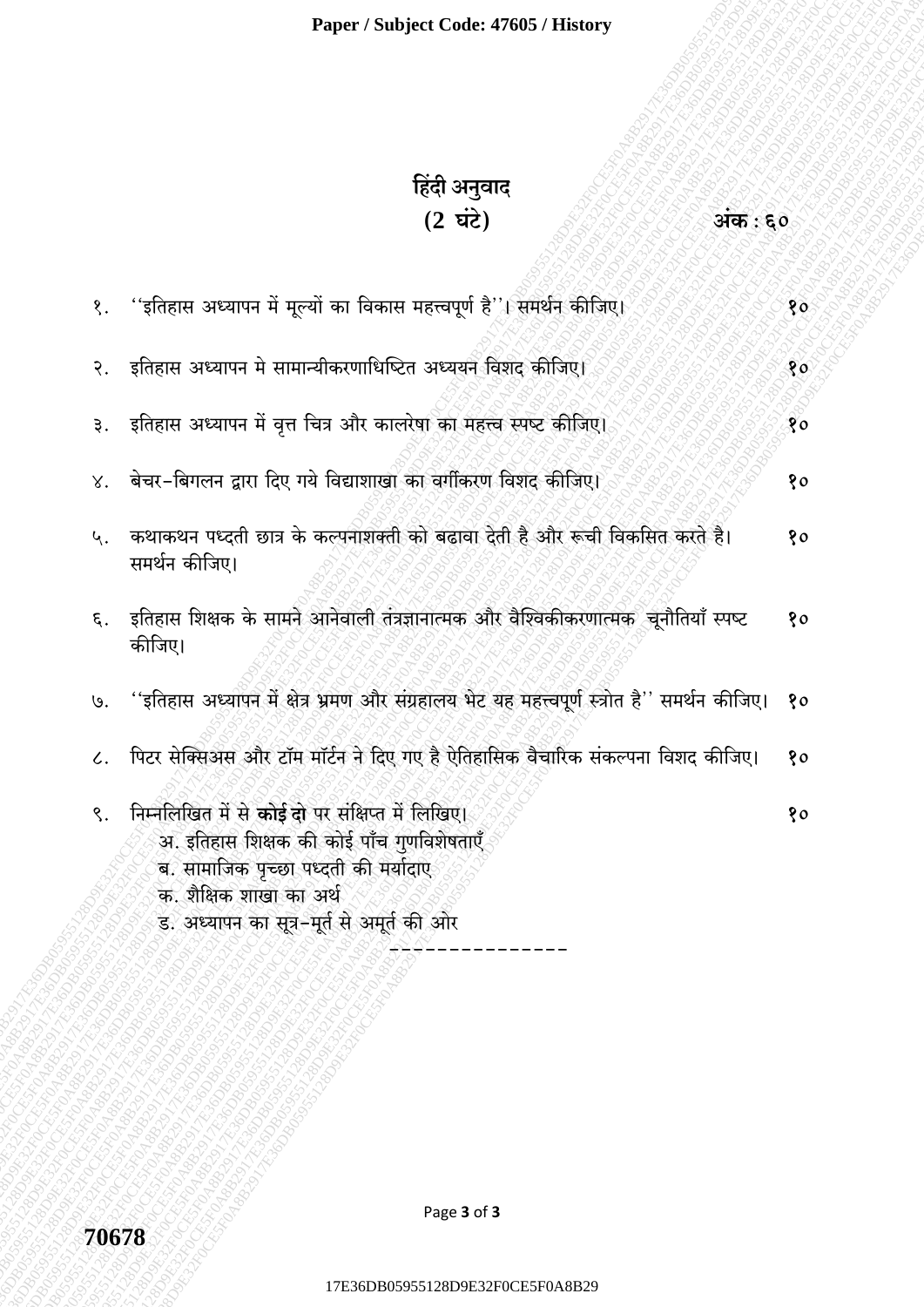# हिंदी अनुवाद

**(2 घंटे)** **अंक : ६०**

१. ''इतिहास अध्यापन में मूल्यों का विकास महत्त्वपूर्ण है''। समर्थन कीजिए। १०

२. इतिहास अध्यापन मे सामान्यीकरणाधिष्टित अध्ययन विशद कीजिए। १०

३. इतिहास अध्यापन में वृत्त चित्र और कालरेषा का महत्त्व स्पष्ट कीजिए। १०

४. बेचर-बिगलन द्वारा दिए गये विद्याशाखा का वर्गीकरण विशद कीजिए। १०

५. कथाकथन पध्दती छात्र के कल्पनाशक्ती को बढावा देती है और रूची विकसित करते है। समर्थन कीजिए। १०

६. इतिहास शिक्षक के सामने आनेवाली तंत्रज्ञानात्मक और वैश्विकीकरणात्मक चूनौतियाँ स्पष्ट कीजिए। १०

७. ''इतिहास अध्यापन में क्षेत्र भ्रमण और संग्रहालय भेट यह महत्त्वपूर्ण स्त्रोत है'' समर्थन कीजिए। १०

८. पिटर सेक्सिअस और टॉम मॉर्टन ने दिए गए है ऐतिहासिक वैचारिक संकल्पना विशद कीजिए। १०

९. निम्नलिखित में से **कोई दो** पर संक्षिप्त में लिखिए। १०

अ. इतिहास शिक्षक की कोई पाँच गुणविशेषताएँ

ब. सामाजिक पृच्छा पध्दती की मर्यादाए

क. शैक्षिक शाखा का अर्थ

ड. अध्यापन का सूत्र-मूर्त से अमूर्त की ओर

---

70678